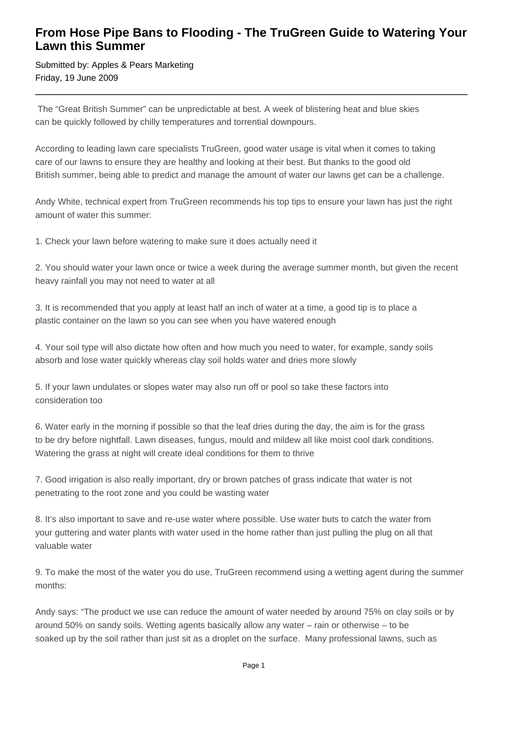# From Hose Pipe Bans to Flooding - The TruGreen Guide to Watering Your Lawn this Summer

Submitted by: Apples & Pears Marketing
Friday, 19 June 2009

---

The "Great British Summer" can be unpredictable at best. A week of blistering heat and blue skies can be quickly followed by chilly temperatures and torrential downpours.

According to leading lawn care specialists TruGreen, good water usage is vital when it comes to taking care of our lawns to ensure they are healthy and looking at their best. But thanks to the good old British summer, being able to predict and manage the amount of water our lawns get can be a challenge.

Andy White, technical expert from TruGreen recommends his top tips to ensure your lawn has just the right amount of water this summer:

1. Check your lawn before watering to make sure it does actually need it

2. You should water your lawn once or twice a week during the average summer month, but given the recent heavy rainfall you may not need to water at all

3. It is recommended that you apply at least half an inch of water at a time, a good tip is to place a plastic container on the lawn so you can see when you have watered enough

4. Your soil type will also dictate how often and how much you need to water, for example, sandy soils absorb and lose water quickly whereas clay soil holds water and dries more slowly

5. If your lawn undulates or slopes water may also run off or pool so take these factors into consideration too

6. Water early in the morning if possible so that the leaf dries during the day, the aim is for the grass to be dry before nightfall. Lawn diseases, fungus, mould and mildew all like moist cool dark conditions. Watering the grass at night will create ideal conditions for them to thrive

7. Good irrigation is also really important, dry or brown patches of grass indicate that water is not penetrating to the root zone and you could be wasting water

8. It's also important to save and re-use water where possible. Use water buts to catch the water from your guttering and water plants with water used in the home rather than just pulling the plug on all that valuable water

9. To make the most of the water you do use, TruGreen recommend using a wetting agent during the summer months:

Andy says: "The product we use can reduce the amount of water needed by around 75% on clay soils or by around 50% on sandy soils. Wetting agents basically allow any water – rain or otherwise – to be soaked up by the soil rather than just sit as a droplet on the surface. Many professional lawns, such as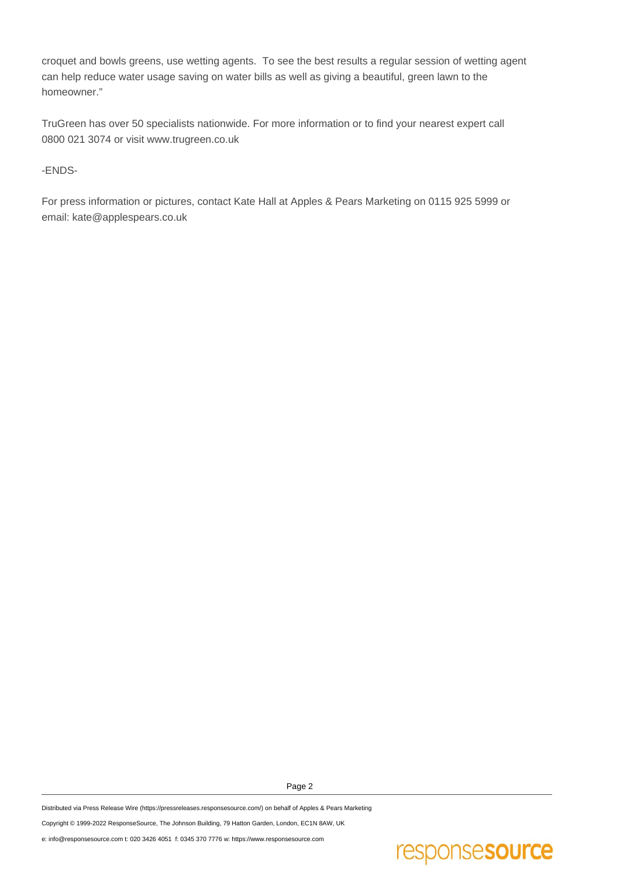croquet and bowls greens, use wetting agents.  To see the best results a regular session of wetting agent can help reduce water usage saving on water bills as well as giving a beautiful, green lawn to the homeowner."

TruGreen has over 50 specialists nationwide. For more information or to find your nearest expert call 0800 021 3074 or visit www.trugreen.co.uk

-ENDS-

For press information or pictures, contact Kate Hall at Apples & Pears Marketing on 0115 925 5999 or email: kate@applespears.co.uk